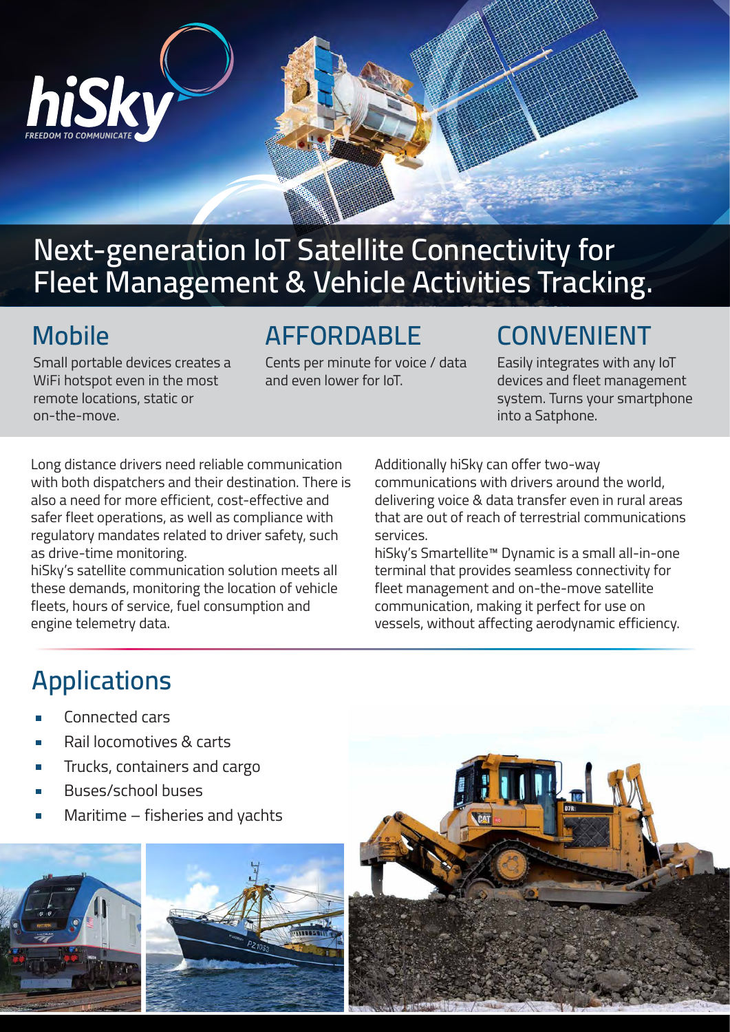hiSky

FREEDOM TO COMMUNICATE

# Next-generation IoT Satellite Connectivity for Fleet Management & Vehicle Activities Tracking.

## Mobile

Small portable devices creates a WiFi hotspot even in the most remote locations, static or on-the-move.

## AFFORDABLE

Cents per minute for voice / data and even lower for IoT.

## CONVENIENT

Easily integrates with any IoT devices and fleet management system. Turns your smartphone into a Satphone.

Long distance drivers need reliable communication with both dispatchers and their destination. There is also a need for more efficient, cost-effective and safer fleet operations, as well as compliance with regulatory mandates related to driver safety, such as drive-time monitoring.

hiSky's satellite communication solution meets all these demands, monitoring the location of vehicle fleets, hours of service, fuel consumption and engine telemetry data.

Additionally hiSky can offer two-way communications with drivers around the world, delivering voice & data transfer even in rural areas that are out of reach of terrestrial communications services.

hiSky's Smartellite™ Dynamic is a small all-in-one terminal that provides seamless connectivity for fleet management and on-the-move satellite communication, making it perfect for use on vessels, without affecting aerodynamic efficiency.

## Applications

- Connected cars
- Rail locomotives & carts
- Trucks, containers and cargo
- Buses/school buses
- Maritime – fisheries and yachts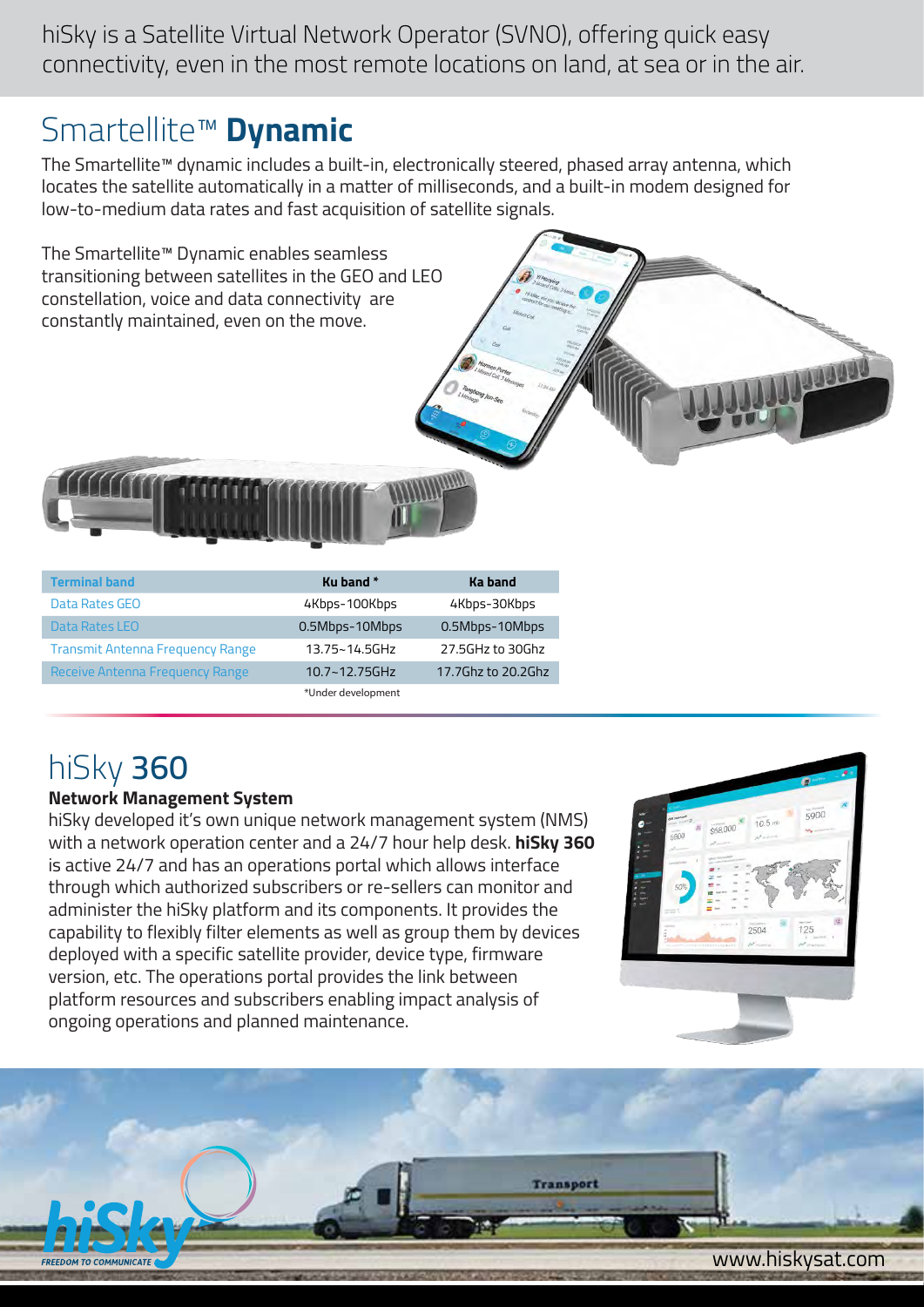hiSky is a Satellite Virtual Network Operator (SVNO), offering quick easy connectivity, even in the most remote locations on land, at sea or in the air.

# Smartellite™ **Dynamic**

The Smartellite™ dynamic includes a built-in, electronically steered, phased array antenna, which locates the satellite automatically in a matter of milliseconds, and a built-in modem designed for low-to-medium data rates and fast acquisition of satellite signals.

The Smartellite™ Dynamic enables seamless transitioning between satellites in the GEO and LEO constellation, voice and data connectivity are constantly maintained, even on the move.

| Terminal band | Ku band * | Ka band |
|---|---|---|
| Data Rates GEO | 4Kbps-100Kbps | 4Kbps-30Kbps |
| Data Rates LEO | 0.5Mbps-10Mbps | 0.5Mbps-10Mbps |
| Transmit Antenna Frequency Range | 13.75~14.5GHz | 27.5GHz to 30Ghz |
| Receive Antenna Frequency Range | 10.7~12.75GHz | 17.7Ghz to 20.2Ghz |

*Under development

# hiSky **360**

### Network Management System

hiSky developed it's own unique network management system (NMS) with a network operation center and a 24/7 hour help desk. **hiSky 360** is active 24/7 and has an operations portal which allows interface through which authorized subscribers or re-sellers can monitor and administer the hiSky platform and its components. It provides the capability to flexibly filter elements as well as group them by devices deployed with a specific satellite provider, device type, firmware version, etc. The operations portal provides the link between platform resources and subscribers enabling impact analysis of ongoing operations and planned maintenance.

hiSky FREEDOM TO COMMUNICATE

www.hiskysat.com